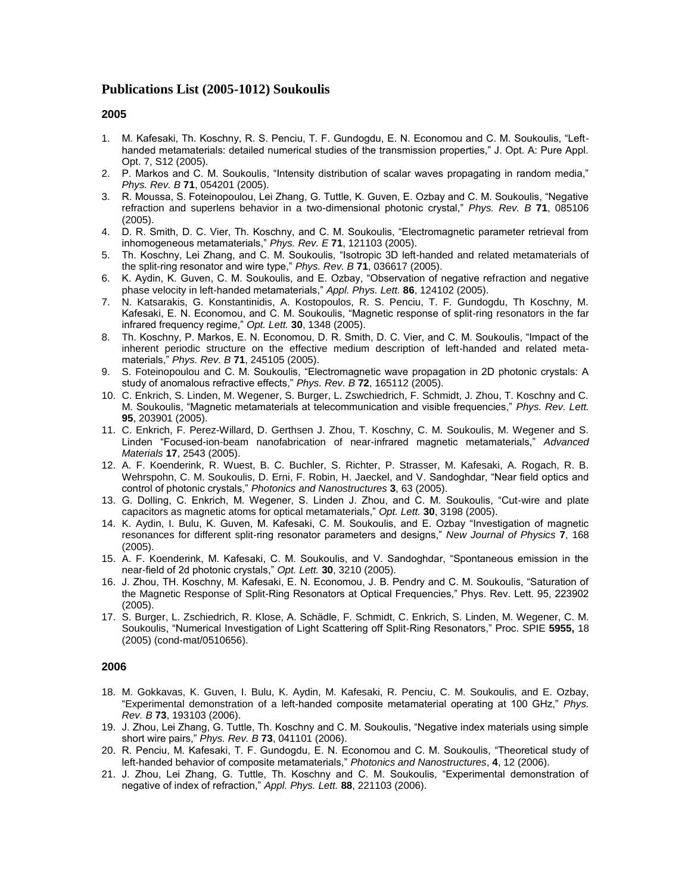# Publications List (2005-1012) Soukoulis

## 2005

1. M. Kafesaki, Th. Koschny, R. S. Penciu, T. F. Gundogdu, E. N. Economou and C. M. Soukoulis, "Left-handed metamaterials: detailed numerical studies of the transmission properties," J. Opt. A: Pure Appl. Opt. 7, S12 (2005).
2. P. Markos and C. M. Soukoulis, "Intensity distribution of scalar waves propagating in random media," *Phys. Rev. B* **71**, 054201 (2005).
3. R. Moussa, S. Foteinopoulou, Lei Zhang, G. Tuttle, K. Guven, E. Ozbay and C. M. Soukoulis, "Negative refraction and superlens behavior in a two-dimensional photonic crystal," *Phys. Rev. B* **71**, 085106 (2005).
4. D. R. Smith, D. C. Vier, Th. Koschny, and C. M. Soukoulis, "Electromagnetic parameter retrieval from inhomogeneous metamaterials," *Phys. Rev. E* **71**, 121103 (2005).
5. Th. Koschny, Lei Zhang, and C. M. Soukoulis, "Isotropic 3D left-handed and related metamaterials of the split-ring resonator and wire type," *Phys. Rev. B* **71**, 036617 (2005).
6. K. Aydin, K. Guven, C. M. Soukoulis, and E. Ozbay, "Observation of negative refraction and negative phase velocity in left-handed metamaterials," *Appl. Phys. Lett.* **86**, 124102 (2005).
7. N. Katsarakis, G. Konstantinidis, A. Kostopoulos, R. S. Penciu, T. F. Gundogdu, Th Koschny, M. Kafesaki, E. N. Economou, and C. M. Soukoulis, "Magnetic response of split-ring resonators in the far infrared frequency regime," *Opt. Lett.* **30**, 1348 (2005).
8. Th. Koschny, P. Markos, E. N. Economou, D. R. Smith, D. C. Vier, and C. M. Soukoulis, "Impact of the inherent periodic structure on the effective medium description of left-handed and related meta-materials," *Phys. Rev. B* **71**, 245105 (2005).
9. S. Foteinopoulou and C. M. Soukoulis, "Electromagnetic wave propagation in 2D photonic crystals: A study of anomalous refractive effects," *Phys. Rev. B* **72**, 165112 (2005).
10. C. Enkrich, S. Linden, M. Wegener, S. Burger, L. Zswchiedrich, F. Schmidt, J. Zhou, T. Koschny and C. M. Soukoulis, "Magnetic metamaterials at telecommunication and visible frequencies," *Phys. Rev. Lett.* **95**, 203901 (2005).
11. C. Enkrich, F. Perez-Willard, D. Gerthsen J. Zhou, T. Koschny, C. M. Soukoulis, M. Wegener and S. Linden "Focused-ion-beam nanofabrication of near-infrared magnetic metamaterials," *Advanced Materials* **17**, 2543 (2005).
12. A. F. Koenderink, R. Wuest, B. C. Buchler, S. Richter, P. Strasser, M. Kafesaki, A. Rogach, R. B. Wehrspohn, C. M. Soukoulis, D. Erni, F. Robin, H. Jaeckel, and V. Sandoghdar, "Near field optics and control of photonic crystals," *Photonics and Nanostructures* **3**, 63 (2005).
13. G. Dolling, C. Enkrich, M. Wegener, S. Linden J. Zhou, and C. M. Soukoulis, "Cut-wire and plate capacitors as magnetic atoms for optical metamaterials," *Opt. Lett.* **30**, 3198 (2005).
14. K. Aydin, I. Bulu, K. Guven, M. Kafesaki, C. M. Soukoulis, and E. Ozbay "Investigation of magnetic resonances for different split-ring resonator parameters and designs," *New Journal of Physics* **7**, 168 (2005).
15. A. F. Koenderink, M. Kafesaki, C. M. Soukoulis, and V. Sandoghdar, "Spontaneous emission in the near-field of 2d photonic crystals," *Opt. Lett.* **30**, 3210 (2005).
16. J. Zhou, TH. Koschny, M. Kafesaki, E. N. Economou, J. B. Pendry and C. M. Soukoulis, "Saturation of the Magnetic Response of Split-Ring Resonators at Optical Frequencies," Phys. Rev. Lett. 95, 223902 (2005).
17. S. Burger, L. Zschiedrich, R. Klose, A. Schädle, F. Schmidt, C. Enkrich, S. Linden, M. Wegener, C. M. Soukoulis, "Numerical Investigation of Light Scattering off Split-Ring Resonators," Proc. SPIE **5955,** 18 (2005) (cond-mat/0510656).

## 2006

18. M. Gokkavas, K. Guven, I. Bulu, K. Aydin, M. Kafesaki, R. Penciu, C. M. Soukoulis, and E. Ozbay, "Experimental demonstration of a left-handed composite metamaterial operating at 100 GHz," *Phys. Rev. B* **73**, 193103 (2006).
19. J. Zhou, Lei Zhang, G. Tuttle, Th. Koschny and C. M. Soukoulis, "Negative index materials using simple short wire pairs," *Phys. Rev. B* **73**, 041101 (2006).
20. R. Penciu, M. Kafesaki, T. F. Gundogdu, E. N. Economou and C. M. Soukoulis, "Theoretical study of left-handed behavior of composite metamaterials," *Photonics and Nanostructures*, **4**, 12 (2006).
21. J. Zhou, Lei Zhang, G. Tuttle, Th. Koschny and C. M. Soukoulis, "Experimental demonstration of negative of index of refraction," *Appl. Phys. Lett.* **88**, 221103 (2006).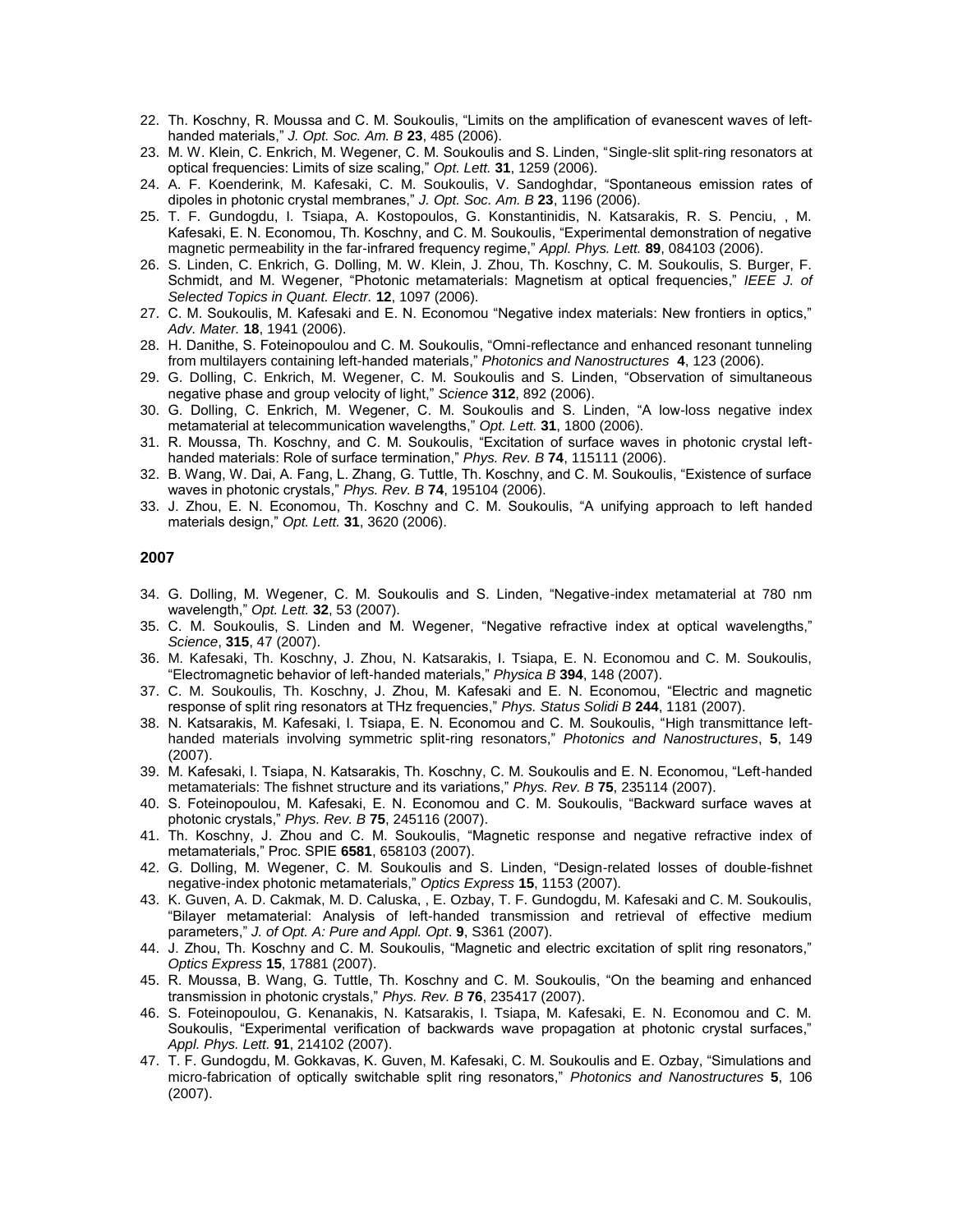22. Th. Koschny, R. Moussa and C. M. Soukoulis, "Limits on the amplification of evanescent waves of left-handed materials," *J. Opt. Soc. Am. B* **23**, 485 (2006).
23. M. W. Klein, C. Enkrich, M. Wegener, C. M. Soukoulis and S. Linden, "Single-slit split-ring resonators at optical frequencies: Limits of size scaling," *Opt. Lett.* **31**, 1259 (2006).
24. A. F. Koenderink, M. Kafesaki, C. M. Soukoulis, V. Sandoghdar, "Spontaneous emission rates of dipoles in photonic crystal membranes," *J. Opt. Soc. Am. B* **23**, 1196 (2006).
25. T. F. Gundogdu, I. Tsiapa, A. Kostopoulos, G. Konstantinidis, N. Katsarakis, R. S. Penciu, , M. Kafesaki, E. N. Economou, Th. Koschny, and C. M. Soukoulis, "Experimental demonstration of negative magnetic permeability in the far-infrared frequency regime," *Appl. Phys. Lett.* **89**, 084103 (2006).
26. S. Linden, C. Enkrich, G. Dolling, M. W. Klein, J. Zhou, Th. Koschny, C. M. Soukoulis, S. Burger, F. Schmidt, and M. Wegener, "Photonic metamaterials: Magnetism at optical frequencies," *IEEE J. of Selected Topics in Quant. Electr.* **12**, 1097 (2006).
27. C. M. Soukoulis, M. Kafesaki and E. N. Economou "Negative index materials: New frontiers in optics," *Adv. Mater.* **18**, 1941 (2006).
28. H. Danithe, S. Foteinopoulou and C. M. Soukoulis, "Omni-reflectance and enhanced resonant tunneling from multilayers containing left-handed materials," *Photonics and Nanostructures* **4**, 123 (2006).
29. G. Dolling, C. Enkrich, M. Wegener, C. M. Soukoulis and S. Linden, "Observation of simultaneous negative phase and group velocity of light," *Science* **312**, 892 (2006).
30. G. Dolling, C. Enkrich, M. Wegener, C. M. Soukoulis and S. Linden, "A low-loss negative index metamaterial at telecommunication wavelengths," *Opt. Lett.* **31**, 1800 (2006).
31. R. Moussa, Th. Koschny, and C. M. Soukoulis, "Excitation of surface waves in photonic crystal left-handed materials: Role of surface termination," *Phys. Rev. B* **74**, 115111 (2006).
32. B. Wang, W. Dai, A. Fang, L. Zhang, G. Tuttle, Th. Koschny, and C. M. Soukoulis, "Existence of surface waves in photonic crystals," *Phys. Rev. B* **74**, 195104 (2006).
33. J. Zhou, E. N. Economou, Th. Koschny and C. M. Soukoulis, "A unifying approach to left handed materials design," *Opt. Lett.* **31**, 3620 (2006).

### 2007

34. G. Dolling, M. Wegener, C. M. Soukoulis and S. Linden, "Negative-index metamaterial at 780 nm wavelength," *Opt. Lett.* **32**, 53 (2007).
35. C. M. Soukoulis, S. Linden and M. Wegener, "Negative refractive index at optical wavelengths," *Science*, **315**, 47 (2007).
36. M. Kafesaki, Th. Koschny, J. Zhou, N. Katsarakis, I. Tsiapa, E. N. Economou and C. M. Soukoulis, "Electromagnetic behavior of left-handed materials," *Physica B* **394**, 148 (2007).
37. C. M. Soukoulis, Th. Koschny, J. Zhou, M. Kafesaki and E. N. Economou, "Electric and magnetic response of split ring resonators at THz frequencies," *Phys. Status Solidi B* **244**, 1181 (2007).
38. N. Katsarakis, M. Kafesaki, I. Tsiapa, E. N. Economou and C. M. Soukoulis, "High transmittance left-handed materials involving symmetric split-ring resonators," *Photonics and Nanostructures*, **5**, 149 (2007).
39. M. Kafesaki, I. Tsiapa, N. Katsarakis, Th. Koschny, C. M. Soukoulis and E. N. Economou, "Left-handed metamaterials: The fishnet structure and its variations," *Phys. Rev. B* **75**, 235114 (2007).
40. S. Foteinopoulou, M. Kafesaki, E. N. Economou and C. M. Soukoulis, "Backward surface waves at photonic crystals," *Phys. Rev. B* **75**, 245116 (2007).
41. Th. Koschny, J. Zhou and C. M. Soukoulis, "Magnetic response and negative refractive index of metamaterials," Proc. SPIE **6581**, 658103 (2007).
42. G. Dolling, M. Wegener, C. M. Soukoulis and S. Linden, "Design-related losses of double-fishnet negative-index photonic metamaterials," *Optics Express* **15**, 1153 (2007).
43. K. Guven, A. D. Cakmak, M. D. Caluska, , E. Ozbay, T. F. Gundogdu, M. Kafesaki and C. M. Soukoulis, "Bilayer metamaterial: Analysis of left-handed transmission and retrieval of effective medium parameters," *J. of Opt. A: Pure and Appl. Opt*. **9**, S361 (2007).
44. J. Zhou, Th. Koschny and C. M. Soukoulis, "Magnetic and electric excitation of split ring resonators," *Optics Express* **15**, 17881 (2007).
45. R. Moussa, B. Wang, G. Tuttle, Th. Koschny and C. M. Soukoulis, "On the beaming and enhanced transmission in photonic crystals," *Phys. Rev. B* **76**, 235417 (2007).
46. S. Foteinopoulou, G. Kenanakis, N. Katsarakis, I. Tsiapa, M. Kafesaki, E. N. Economou and C. M. Soukoulis, "Experimental verification of backwards wave propagation at photonic crystal surfaces," *Appl. Phys. Lett.* **91**, 214102 (2007).
47. T. F. Gundogdu, M. Gokkavas, K. Guven, M. Kafesaki, C. M. Soukoulis and E. Ozbay, "Simulations and micro-fabrication of optically switchable split ring resonators," *Photonics and Nanostructures* **5**, 106 (2007).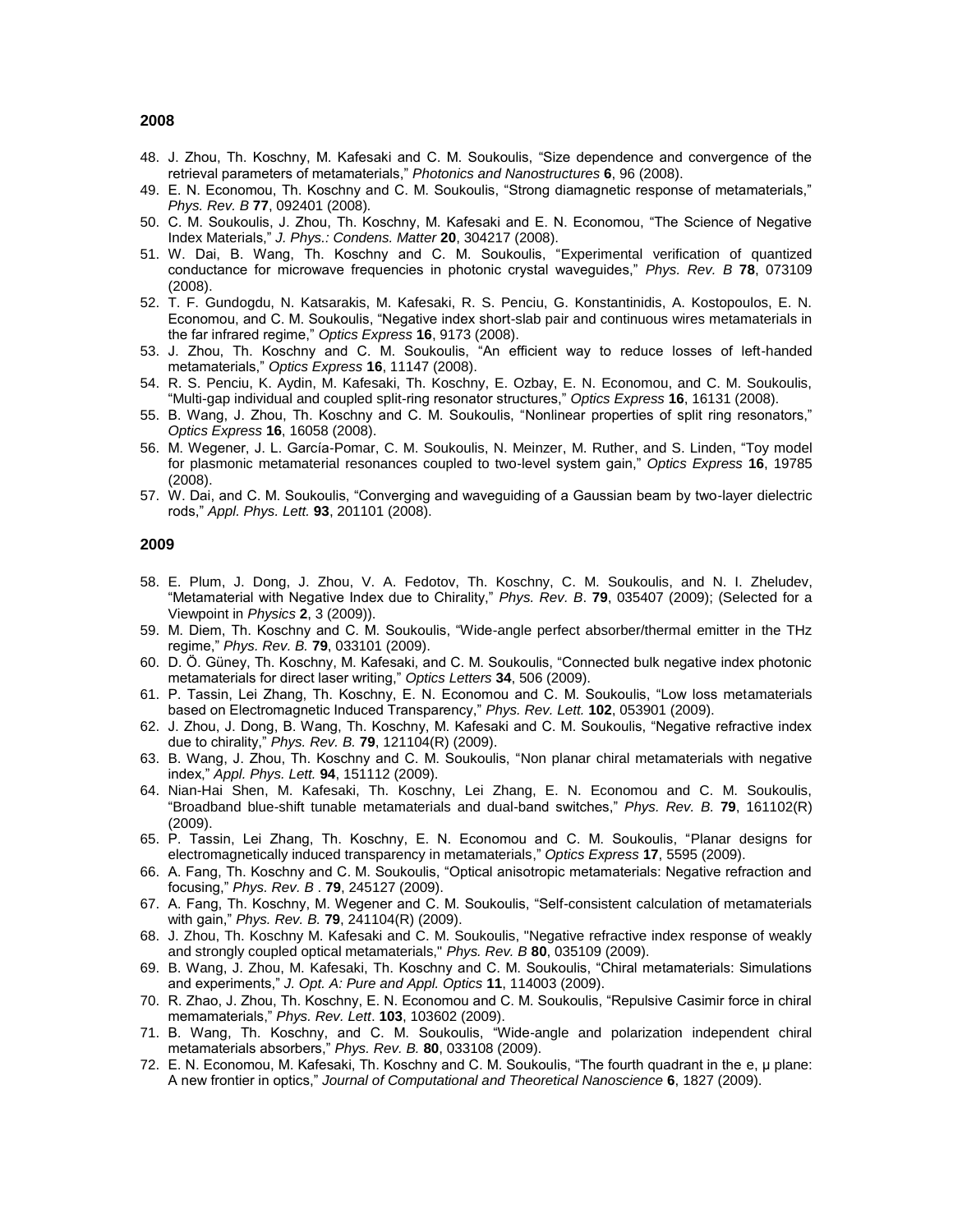## 2008

48. J. Zhou, Th. Koschny, M. Kafesaki and C. M. Soukoulis, "Size dependence and convergence of the retrieval parameters of metamaterials," *Photonics and Nanostructures* **6**, 96 (2008).
49. E. N. Economou, Th. Koschny and C. M. Soukoulis, "Strong diamagnetic response of metamaterials," *Phys. Rev. B* **77**, 092401 (2008).
50. C. M. Soukoulis, J. Zhou, Th. Koschny, M. Kafesaki and E. N. Economou, "The Science of Negative Index Materials," *J. Phys.: Condens. Matter* **20**, 304217 (2008).
51. W. Dai, B. Wang, Th. Koschny and C. M. Soukoulis, "Experimental verification of quantized conductance for microwave frequencies in photonic crystal waveguides," *Phys. Rev. B* **78**, 073109 (2008).
52. T. F. Gundogdu, N. Katsarakis, M. Kafesaki, R. S. Penciu, G. Konstantinidis, A. Kostopoulos, E. N. Economou, and C. M. Soukoulis, "Negative index short-slab pair and continuous wires metamaterials in the far infrared regime," *Optics Express* **16**, 9173 (2008).
53. J. Zhou, Th. Koschny and C. M. Soukoulis, "An efficient way to reduce losses of left-handed metamaterials," *Optics Express* **16**, 11147 (2008).
54. R. S. Penciu, K. Aydin, M. Kafesaki, Th. Koschny, E. Ozbay, E. N. Economou, and C. M. Soukoulis, "Multi-gap individual and coupled split-ring resonator structures," *Optics Express* **16**, 16131 (2008).
55. B. Wang, J. Zhou, Th. Koschny and C. M. Soukoulis, "Nonlinear properties of split ring resonators," *Optics Express* **16**, 16058 (2008).
56. M. Wegener, J. L. García-Pomar, C. M. Soukoulis, N. Meinzer, M. Ruther, and S. Linden, "Toy model for plasmonic metamaterial resonances coupled to two-level system gain," *Optics Express* **16**, 19785 (2008).
57. W. Dai, and C. M. Soukoulis, "Converging and waveguiding of a Gaussian beam by two-layer dielectric rods," *Appl. Phys. Lett.* **93**, 201101 (2008).

## 2009

58. E. Plum, J. Dong, J. Zhou, V. A. Fedotov, Th. Koschny, C. M. Soukoulis, and N. I. Zheludev, "Metamaterial with Negative Index due to Chirality," *Phys. Rev. B*. **79**, 035407 (2009); (Selected for a Viewpoint in *Physics* **2**, 3 (2009)).
59. M. Diem, Th. Koschny and C. M. Soukoulis, "Wide-angle perfect absorber/thermal emitter in the THz regime," *Phys. Rev. B.* **79**, 033101 (2009).
60. D. Ö. Güney, Th. Koschny, M. Kafesaki, and C. M. Soukoulis, "Connected bulk negative index photonic metamaterials for direct laser writing," *Optics Letters* **34**, 506 (2009).
61. P. Tassin, Lei Zhang, Th. Koschny, E. N. Economou and C. M. Soukoulis, "Low loss metamaterials based on Electromagnetic Induced Transparency," *Phys. Rev. Lett.* **102**, 053901 (2009).
62. J. Zhou, J. Dong, B. Wang, Th. Koschny, M. Kafesaki and C. M. Soukoulis, "Negative refractive index due to chirality," *Phys. Rev. B.* **79**, 121104(R) (2009).
63. B. Wang, J. Zhou, Th. Koschny and C. M. Soukoulis, "Non planar chiral metamaterials with negative index," *Appl. Phys. Lett.* **94**, 151112 (2009).
64. Nian-Hai Shen, M. Kafesaki, Th. Koschny, Lei Zhang, E. N. Economou and C. M. Soukoulis, "Broadband blue-shift tunable metamaterials and dual-band switches," *Phys. Rev. B.* **79**, 161102(R) (2009).
65. P. Tassin, Lei Zhang, Th. Koschny, E. N. Economou and C. M. Soukoulis, "Planar designs for electromagnetically induced transparency in metamaterials," *Optics Express* **17**, 5595 (2009).
66. A. Fang, Th. Koschny and C. M. Soukoulis, "Optical anisotropic metamaterials: Negative refraction and focusing," *Phys. Rev. B* . **79**, 245127 (2009).
67. A. Fang, Th. Koschny, M. Wegener and C. M. Soukoulis, "Self-consistent calculation of metamaterials with gain," *Phys. Rev. B.* **79**, 241104(R) (2009).
68. J. Zhou, Th. Koschny M. Kafesaki and C. M. Soukoulis, "Negative refractive index response of weakly and strongly coupled optical metamaterials," *Phys. Rev. B* **80**, 035109 (2009).
69. B. Wang, J. Zhou, M. Kafesaki, Th. Koschny and C. M. Soukoulis, "Chiral metamaterials: Simulations and experiments," *J. Opt. A: Pure and Appl. Optics* **11**, 114003 (2009).
70. R. Zhao, J. Zhou, Th. Koschny, E. N. Economou and C. M. Soukoulis, "Repulsive Casimir force in chiral memamaterials," *Phys. Rev. Lett*. **103**, 103602 (2009).
71. B. Wang, Th. Koschny, and C. M. Soukoulis, "Wide-angle and polarization independent chiral metamaterials absorbers," *Phys. Rev. B.* **80**, 033108 (2009).
72. E. N. Economou, M. Kafesaki, Th. Koschny and C. M. Soukoulis, "The fourth quadrant in the e, μ plane: A new frontier in optics," *Journal of Computational and Theoretical Nanoscience* **6**, 1827 (2009).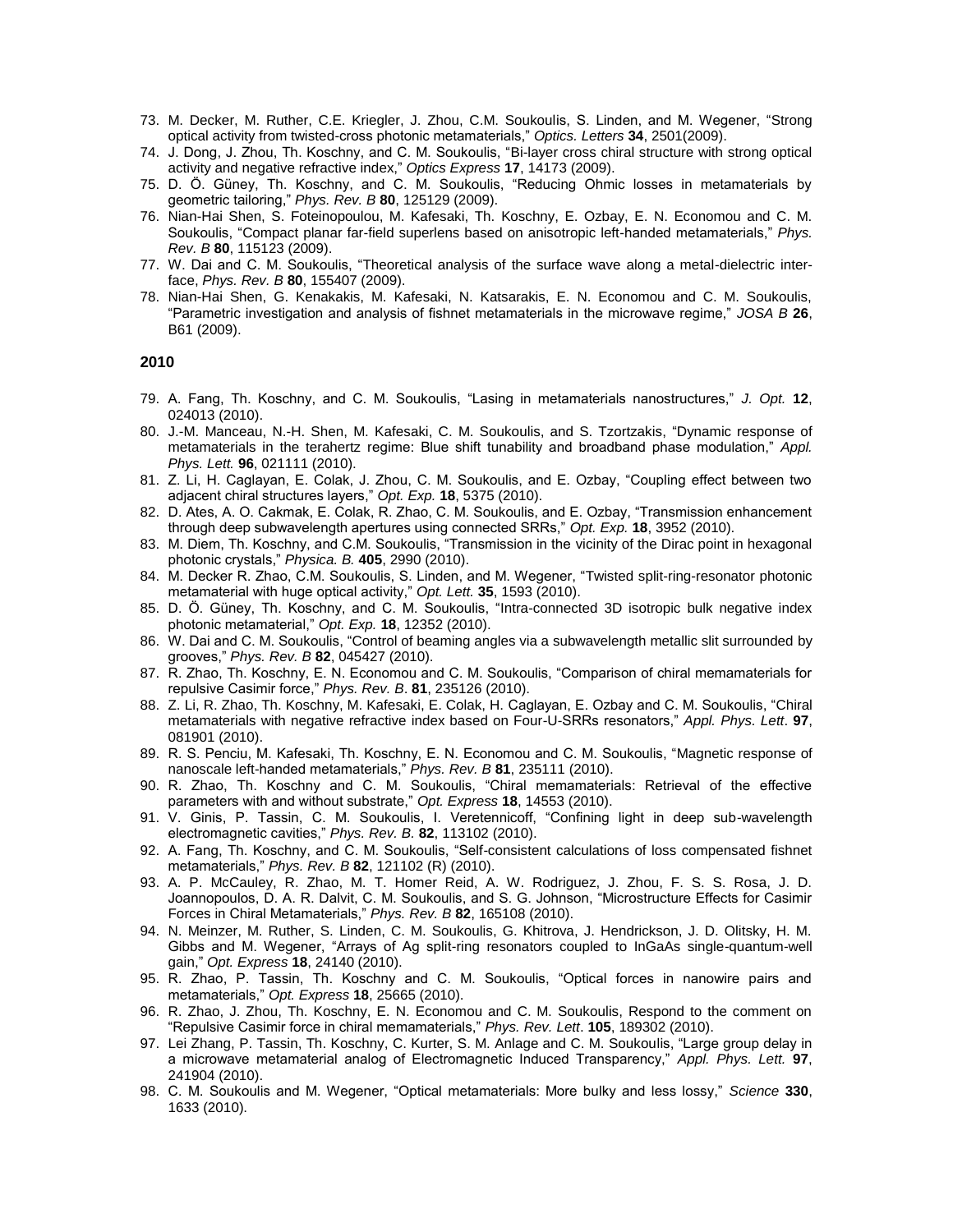73. M. Decker, M. Ruther, C.E. Kriegler, J. Zhou, C.M. Soukoulis, S. Linden, and M. Wegener, "Strong optical activity from twisted-cross photonic metamaterials," *Optics. Letters* **34**, 2501(2009).
74. J. Dong, J. Zhou, Th. Koschny, and C. M. Soukoulis, "Bi-layer cross chiral structure with strong optical activity and negative refractive index," *Optics Express* **17**, 14173 (2009).
75. D. Ö. Güney, Th. Koschny, and C. M. Soukoulis, "Reducing Ohmic losses in metamaterials by geometric tailoring," *Phys. Rev. B* **80**, 125129 (2009).
76. Nian-Hai Shen, S. Foteinopoulou, M. Kafesaki, Th. Koschny, E. Ozbay, E. N. Economou and C. M. Soukoulis, "Compact planar far-field superlens based on anisotropic left-handed metamaterials," *Phys. Rev. B* **80**, 115123 (2009).
77. W. Dai and C. M. Soukoulis, "Theoretical analysis of the surface wave along a metal-dielectric interface, *Phys. Rev. B* **80**, 155407 (2009).
78. Nian-Hai Shen, G. Kenakakis, M. Kafesaki, N. Katsarakis, E. N. Economou and C. M. Soukoulis, "Parametric investigation and analysis of fishnet metamaterials in the microwave regime," *JOSA B* **26**, B61 (2009).

**2010**

79. A. Fang, Th. Koschny, and C. M. Soukoulis, "Lasing in metamaterials nanostructures," *J. Opt.* **12**, 024013 (2010).
80. J.-M. Manceau, N.-H. Shen, M. Kafesaki, C. M. Soukoulis, and S. Tzortzakis, "Dynamic response of metamaterials in the terahertz regime: Blue shift tunability and broadband phase modulation," *Appl. Phys. Lett.* **96**, 021111 (2010).
81. Z. Li, H. Caglayan, E. Colak, J. Zhou, C. M. Soukoulis, and E. Ozbay, "Coupling effect between two adjacent chiral structures layers," *Opt. Exp.* **18**, 5375 (2010).
82. D. Ates, A. O. Cakmak, E. Colak, R. Zhao, C. M. Soukoulis, and E. Ozbay, "Transmission enhancement through deep subwavelength apertures using connected SRRs," *Opt. Exp.* **18**, 3952 (2010).
83. M. Diem, Th. Koschny, and C.M. Soukoulis, "Transmission in the vicinity of the Dirac point in hexagonal photonic crystals," *Physica. B.* **405**, 2990 (2010).
84. M. Decker R. Zhao, C.M. Soukoulis, S. Linden, and M. Wegener, "Twisted split-ring-resonator photonic metamaterial with huge optical activity," *Opt. Lett.* **35**, 1593 (2010).
85. D. Ö. Güney, Th. Koschny, and C. M. Soukoulis, "Intra-connected 3D isotropic bulk negative index photonic metamaterial," *Opt. Exp.* **18**, 12352 (2010).
86. W. Dai and C. M. Soukoulis, "Control of beaming angles via a subwavelength metallic slit surrounded by grooves," *Phys. Rev. B* **82**, 045427 (2010).
87. R. Zhao, Th. Koschny, E. N. Economou and C. M. Soukoulis, "Comparison of chiral memamaterials for repulsive Casimir force," *Phys. Rev. B*. **81**, 235126 (2010).
88. Z. Li, R. Zhao, Th. Koschny, M. Kafesaki, E. Colak, H. Caglayan, E. Ozbay and C. M. Soukoulis, "Chiral metamaterials with negative refractive index based on Four-U-SRRs resonators," *Appl. Phys. Lett*. **97**, 081901 (2010).
89. R. S. Penciu, M. Kafesaki, Th. Koschny, E. N. Economou and C. M. Soukoulis, "Magnetic response of nanoscale left-handed metamaterials," *Phys. Rev. B* **81**, 235111 (2010).
90. R. Zhao, Th. Koschny and C. M. Soukoulis, "Chiral memamaterials: Retrieval of the effective parameters with and without substrate," *Opt. Express* **18**, 14553 (2010).
91. V. Ginis, P. Tassin, C. M. Soukoulis, I. Veretennicoff, "Confining light in deep sub-wavelength electromagnetic cavities," *Phys. Rev. B.* **82**, 113102 (2010).
92. A. Fang, Th. Koschny, and C. M. Soukoulis, "Self-consistent calculations of loss compensated fishnet metamaterials," *Phys. Rev. B* **82**, 121102 (R) (2010).
93. A. P. McCauley, R. Zhao, M. T. Homer Reid, A. W. Rodriguez, J. Zhou, F. S. S. Rosa, J. D. Joannopoulos, D. A. R. Dalvit, C. M. Soukoulis, and S. G. Johnson, "Microstructure Effects for Casimir Forces in Chiral Metamaterials," *Phys. Rev. B* **82**, 165108 (2010).
94. N. Meinzer, M. Ruther, S. Linden, C. M. Soukoulis, G. Khitrova, J. Hendrickson, J. D. Olitsky, H. M. Gibbs and M. Wegener, "Arrays of Ag split-ring resonators coupled to InGaAs single-quantum-well gain," *Opt. Express* **18**, 24140 (2010).
95. R. Zhao, P. Tassin, Th. Koschny and C. M. Soukoulis, "Optical forces in nanowire pairs and metamaterials," *Opt. Express* **18**, 25665 (2010).
96. R. Zhao, J. Zhou, Th. Koschny, E. N. Economou and C. M. Soukoulis, Respond to the comment on "Repulsive Casimir force in chiral memamaterials," *Phys. Rev. Lett*. **105**, 189302 (2010).
97. Lei Zhang, P. Tassin, Th. Koschny, C. Kurter, S. M. Anlage and C. M. Soukoulis, "Large group delay in a microwave metamaterial analog of Electromagnetic Induced Transparency," *Appl. Phys. Lett.* **97**, 241904 (2010).
98. C. M. Soukoulis and M. Wegener, "Optical metamaterials: More bulky and less lossy," *Science* **330**, 1633 (2010).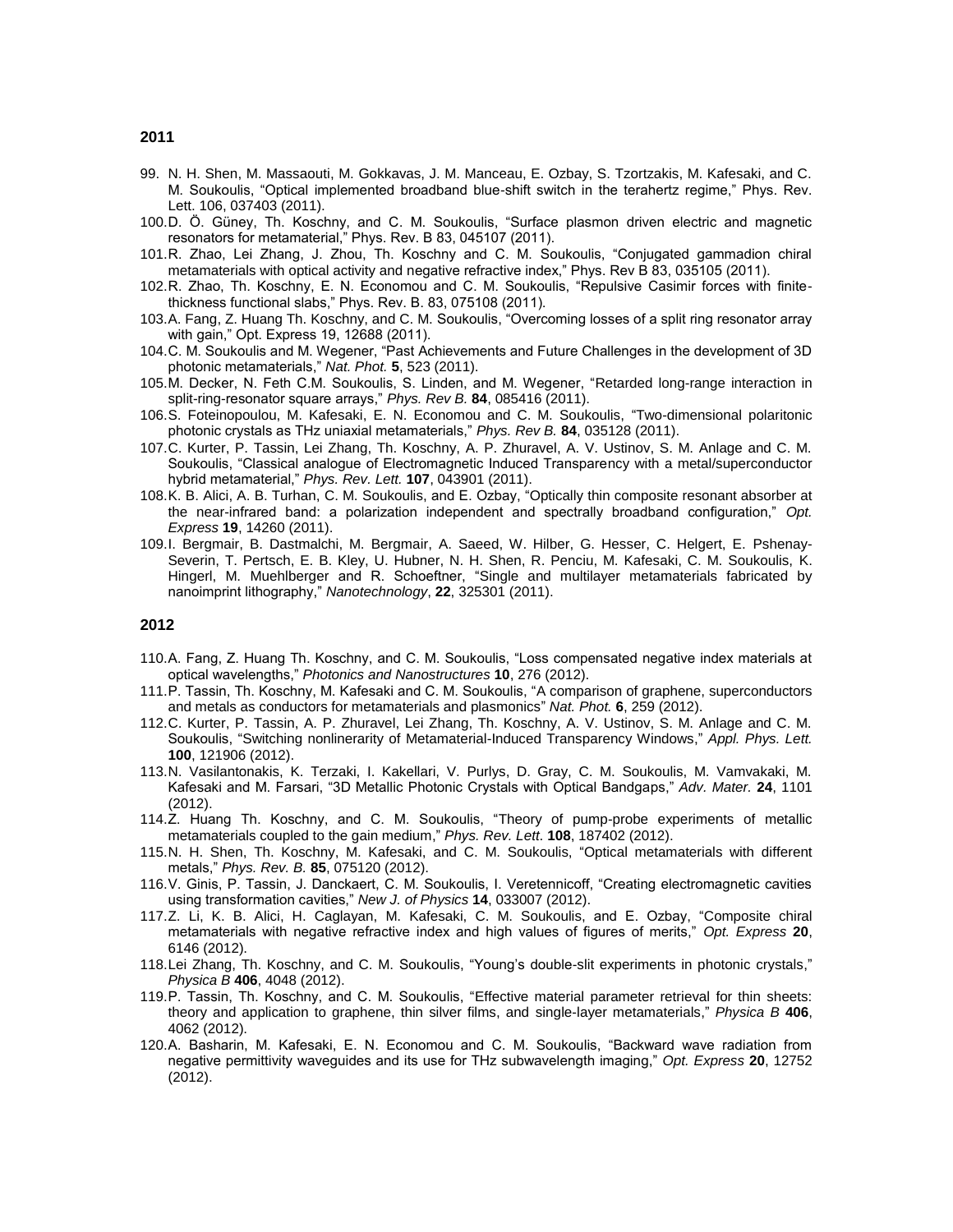**2011**

99. N. H. Shen, M. Massaouti, M. Gokkavas, J. M. Manceau, E. Ozbay, S. Tzortzakis, M. Kafesaki, and C. M. Soukoulis, "Optical implemented broadband blue-shift switch in the terahertz regime," Phys. Rev. Lett. 106, 037403 (2011).
100. D. Ö. Güney, Th. Koschny, and C. M. Soukoulis, "Surface plasmon driven electric and magnetic resonators for metamaterial," Phys. Rev. B 83, 045107 (2011).
101. R. Zhao, Lei Zhang, J. Zhou, Th. Koschny and C. M. Soukoulis, "Conjugated gammadion chiral metamaterials with optical activity and negative refractive index," Phys. Rev B 83, 035105 (2011).
102. R. Zhao, Th. Koschny, E. N. Economou and C. M. Soukoulis, "Repulsive Casimir forces with finite-thickness functional slabs," Phys. Rev. B. 83, 075108 (2011).
103. A. Fang, Z. Huang Th. Koschny, and C. M. Soukoulis, "Overcoming losses of a split ring resonator array with gain," Opt. Express 19, 12688 (2011).
104. C. M. Soukoulis and M. Wegener, "Past Achievements and Future Challenges in the development of 3D photonic metamaterials," *Nat. Phot.* **5**, 523 (2011).
105. M. Decker, N. Feth C.M. Soukoulis, S. Linden, and M. Wegener, "Retarded long-range interaction in split-ring-resonator square arrays," *Phys. Rev B.* **84**, 085416 (2011).
106. S. Foteinopoulou, M. Kafesaki, E. N. Economou and C. M. Soukoulis, "Two-dimensional polaritonic photonic crystals as THz uniaxial metamaterials," *Phys. Rev B.* **84**, 035128 (2011).
107. C. Kurter, P. Tassin, Lei Zhang, Th. Koschny, A. P. Zhuravel, A. V. Ustinov, S. M. Anlage and C. M. Soukoulis, "Classical analogue of Electromagnetic Induced Transparency with a metal/superconductor hybrid metamaterial," *Phys. Rev. Lett.* **107**, 043901 (2011).
108. K. B. Alici, A. B. Turhan, C. M. Soukoulis, and E. Ozbay, "Optically thin composite resonant absorber at the near-infrared band: a polarization independent and spectrally broadband configuration," *Opt. Express* **19**, 14260 (2011).
109. I. Bergmair, B. Dastmalchi, M. Bergmair, A. Saeed, W. Hilber, G. Hesser, C. Helgert, E. Pshenay-Severin, T. Pertsch, E. B. Kley, U. Hubner, N. H. Shen, R. Penciu, M. Kafesaki, C. M. Soukoulis, K. Hingerl, M. Muehlberger and R. Schoeftner, "Single and multilayer metamaterials fabricated by nanoimprint lithography," *Nanotechnology*, **22**, 325301 (2011).

**2012**

110. A. Fang, Z. Huang Th. Koschny, and C. M. Soukoulis, "Loss compensated negative index materials at optical wavelengths," *Photonics and Nanostructures* **10**, 276 (2012).
111. P. Tassin, Th. Koschny, M. Kafesaki and C. M. Soukoulis, "A comparison of graphene, superconductors and metals as conductors for metamaterials and plasmonics" *Nat. Phot.* **6**, 259 (2012).
112. C. Kurter, P. Tassin, A. P. Zhuravel, Lei Zhang, Th. Koschny, A. V. Ustinov, S. M. Anlage and C. M. Soukoulis, "Switching nonlinerarity of Metamaterial-Induced Transparency Windows," *Appl. Phys. Lett.* **100**, 121906 (2012).
113. N. Vasilantonakis, K. Terzaki, I. Kakellari, V. Purlys, D. Gray, C. M. Soukoulis, M. Vamvakaki, M. Kafesaki and M. Farsari, "3D Metallic Photonic Crystals with Optical Bandgaps," *Adv. Mater.* **24**, 1101 (2012).
114. Z. Huang Th. Koschny, and C. M. Soukoulis, "Theory of pump-probe experiments of metallic metamaterials coupled to the gain medium," *Phys. Rev. Lett.* **108**, 187402 (2012).
115. N. H. Shen, Th. Koschny, M. Kafesaki, and C. M. Soukoulis, "Optical metamaterials with different metals," *Phys. Rev. B.* **85**, 075120 (2012).
116. V. Ginis, P. Tassin, J. Danckaert, C. M. Soukoulis, I. Veretennicoff, "Creating electromagnetic cavities using transformation cavities," *New J. of Physics* **14**, 033007 (2012).
117. Z. Li, K. B. Alici, H. Caglayan, M. Kafesaki, C. M. Soukoulis, and E. Ozbay, "Composite chiral metamaterials with negative refractive index and high values of figures of merits," *Opt. Express* **20**, 6146 (2012).
118. Lei Zhang, Th. Koschny, and C. M. Soukoulis, "Young's double-slit experiments in photonic crystals," *Physica B* **406**, 4048 (2012).
119. P. Tassin, Th. Koschny, and C. M. Soukoulis, "Effective material parameter retrieval for thin sheets: theory and application to graphene, thin silver films, and single-layer metamaterials," *Physica B* **406**, 4062 (2012).
120. A. Basharin, M. Kafesaki, E. N. Economou and C. M. Soukoulis, "Backward wave radiation from negative permittivity waveguides and its use for THz subwavelength imaging," *Opt. Express* **20**, 12752 (2012).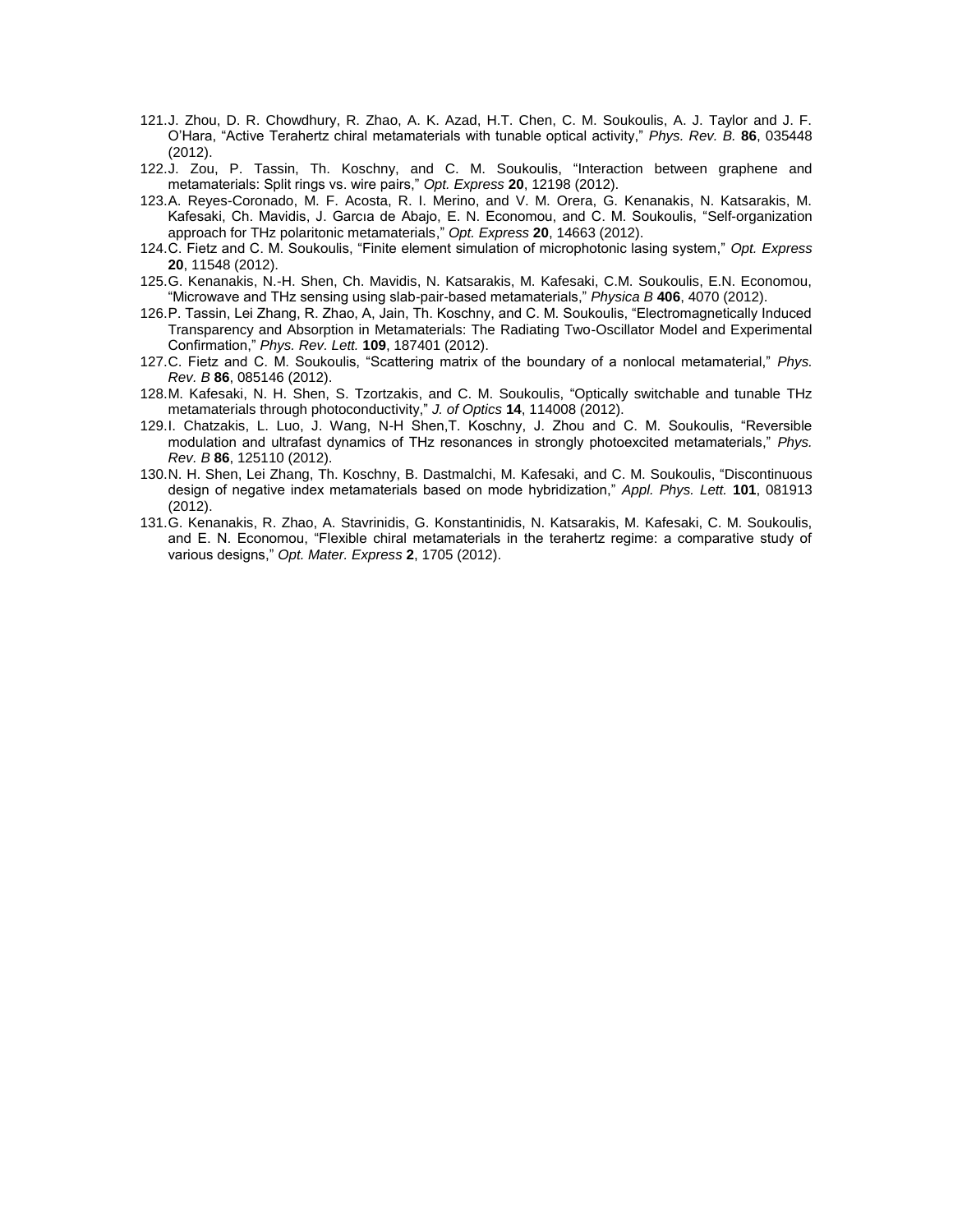121. J. Zhou, D. R. Chowdhury, R. Zhao, A. K. Azad, H.T. Chen, C. M. Soukoulis, A. J. Taylor and J. F. O'Hara, "Active Terahertz chiral metamaterials with tunable optical activity," *Phys. Rev. B.* **86**, 035448 (2012).
122. J. Zou, P. Tassin, Th. Koschny, and C. M. Soukoulis, "Interaction between graphene and metamaterials: Split rings vs. wire pairs," *Opt. Express* **20**, 12198 (2012).
123. A. Reyes-Coronado, M. F. Acosta, R. I. Merino, and V. M. Orera, G. Kenanakis, N. Katsarakis, M. Kafesaki, Ch. Mavidis, J. Garcıa de Abajo, E. N. Economou, and C. M. Soukoulis, "Self-organization approach for THz polaritonic metamaterials," *Opt. Express* **20**, 14663 (2012).
124. C. Fietz and C. M. Soukoulis, "Finite element simulation of microphotonic lasing system," *Opt. Express* **20**, 11548 (2012).
125. G. Kenanakis, N.-H. Shen, Ch. Mavidis, N. Katsarakis, M. Kafesaki, C.M. Soukoulis, E.N. Economou, "Microwave and THz sensing using slab-pair-based metamaterials," *Physica B* **406**, 4070 (2012).
126. P. Tassin, Lei Zhang, R. Zhao, A, Jain, Th. Koschny, and C. M. Soukoulis, "Electromagnetically Induced Transparency and Absorption in Metamaterials: The Radiating Two-Oscillator Model and Experimental Confirmation," *Phys. Rev. Lett.* **109**, 187401 (2012).
127. C. Fietz and C. M. Soukoulis, "Scattering matrix of the boundary of a nonlocal metamaterial," *Phys. Rev. B* **86**, 085146 (2012).
128. M. Kafesaki, N. H. Shen, S. Tzortzakis, and C. M. Soukoulis, "Optically switchable and tunable THz metamaterials through photoconductivity," *J. of Optics* **14**, 114008 (2012).
129. I. Chatzakis, L. Luo, J. Wang, N-H Shen,T. Koschny, J. Zhou and C. M. Soukoulis, "Reversible modulation and ultrafast dynamics of THz resonances in strongly photoexcited metamaterials," *Phys. Rev. B* **86**, 125110 (2012).
130. N. H. Shen, Lei Zhang, Th. Koschny, B. Dastmalchi, M. Kafesaki, and C. M. Soukoulis, "Discontinuous design of negative index metamaterials based on mode hybridization," *Appl. Phys. Lett.* **101**, 081913 (2012).
131. G. Kenanakis, R. Zhao, A. Stavrinidis, G. Konstantinidis, N. Katsarakis, M. Kafesaki, C. M. Soukoulis, and E. N. Economou, "Flexible chiral metamaterials in the terahertz regime: a comparative study of various designs," *Opt. Mater. Express* **2**, 1705 (2012).